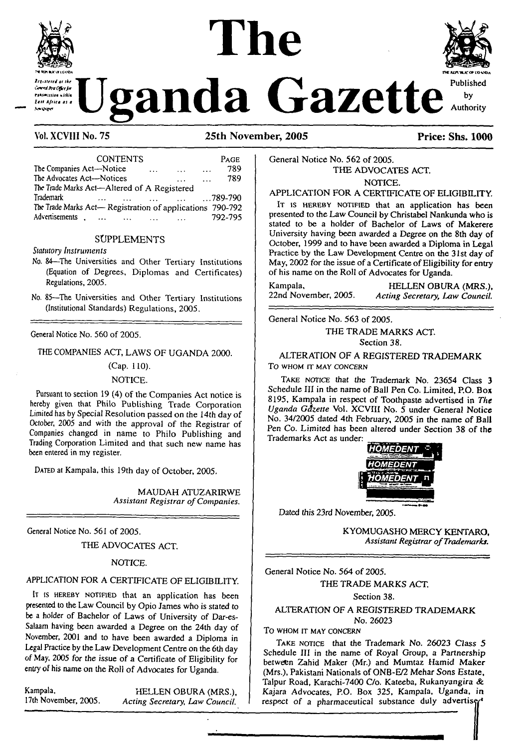# The Uganda Gazette

Registered at the General Post Office for transmission within East Africa as a Newspaper

Published by Authority

**Vol. XCVIII No. 75** **25th November, 2005** **Price: Shs. 1000**

| CONTENTS | PAGE |
|---|---|
| The Companies Act—Notice ... ... ... | 789 |
| The Advocates Act—Notices ... ... | 789 |
| The Trade Marks Act—Altered of A Registered Trademark ... ... ... ... ... | ...789-790 |
| The Trade Marks Act— Registration of applications | 790-792 |
| Advertisements . ... ... ... ... | 792-795 |

## SUPPLEMENTS

*Statutory Instruments*

No. 84—The Universities and Other Tertiary Institutions (Equation of Degrees, Diplomas and Certificates) Regulations, 2005.

No. 85—The Universities and Other Tertiary Institutions (Institutional Standards) Regulations, 2005.

---

General Notice No. 560 of 2005.

THE COMPANIES ACT, LAWS OF UGANDA 2000.

(Cap. 110).

NOTICE.

Pursuant to section 19 (4) of the Companies Act notice is hereby given that Philo Publishing Trade Corporation Limited has by Special Resolution passed on the 14th day of October, 2005 and with the approval of the Registrar of Companies changed in name to Philo Publishing and Trading Corporation Limited and that such new name has been entered in my register.

DATED at Kampala, this 19th day of October, 2005.

MAUDAH ATUZARIRWE
*Assistant Registrar of Companies.*

---

General Notice No. 561 of 2005.

THE ADVOCATES ACT.

NOTICE.

APPLICATION FOR A CERTIFICATE OF ELIGIBILITY.

IT IS HEREBY NOTIFIED that an application has been presented to the Law Council by Opio James who is stated to be a holder of Bachelor of Laws of University of Dar-es-Salaam having been awarded a Degree on the 24th day of November, 2001 and to have been awarded a Diploma in Legal Practice by the Law Development Centre on the 6th day of May, 2005 for the issue of a Certificate of Eligibility for entry of his name on the Roll of Advocates for Uganda.

Kampala,
17th November, 2005.

HELLEN OBURA (MRS.),
*Acting Secretary, Law Council.*

---

General Notice No. 562 of 2005.

THE ADVOCATES ACT.

NOTICE.

APPLICATION FOR A CERTIFICATE OF ELIGIBILITY.

IT IS HEREBY NOTIFIED that an application has been presented to the Law Council by Christabel Nankunda who is stated to be a holder of Bachelor of Laws of Makerere University having been awarded a Degree on the 8th day of October, 1999 and to have been awarded a Diploma in Legal Practice by the Law Development Centre on the 31st day of May, 2002 for the issue of a Certificate of Eligibility for entry of his name on the Roll of Advocates for Uganda.

Kampala,
22nd November, 2005.

HELLEN OBURA (MRS.),
*Acting Secretary, Law Council.*

---

General Notice No. 563 of 2005.

THE TRADE MARKS ACT.

Section 38.

ALTERATION OF A REGISTERED TRADEMARK

TO WHOM IT MAY CONCERN

TAKE NOTICE that the Trademark No. 23654 Class 3 Schedule III in the name of Ball Pen Co. Limited, P.O. Box 8195, Kampala in respect of Toothpaste advertised in *The Uganda Gazette* Vol. XCVIII No. 5 under General Notice No. 34/2005 dated 4th February, 2005 in the name of Ball Pen Co. Limited has been altered under Section 38 of the Trademarks Act as under:

HOMEDENT
HOMEDENT
HOMEDENT

Dated this 23rd November, 2005.

KYOMUGASHO MERCY KENTARO,
*Assistant Registrar of Trademarks.*

---

General Notice No. 564 of 2005.

THE TRADE MARKS ACT.

Section 38.

ALTERATION OF A REGISTERED TRADEMARK

No. 26023

TO WHOM IT MAY CONCERN

TAKE NOTICE that the Trademark No. 26023 Class 5 Schedule III in the name of Royal Group, a Partnership between Zahid Maker (Mr.) and Mumtaz Hamid Maker (Mrs.), Pakistani Nationals of ONB-E/2 Mehar Sons Estate, Talpur Road, Karachi-7400 C/o. Kateeba, Rukanyangira & Kajara Advocates, P.O. Box 325, Kampala, Uganda, in respect of a pharmaceutical substance duly advertised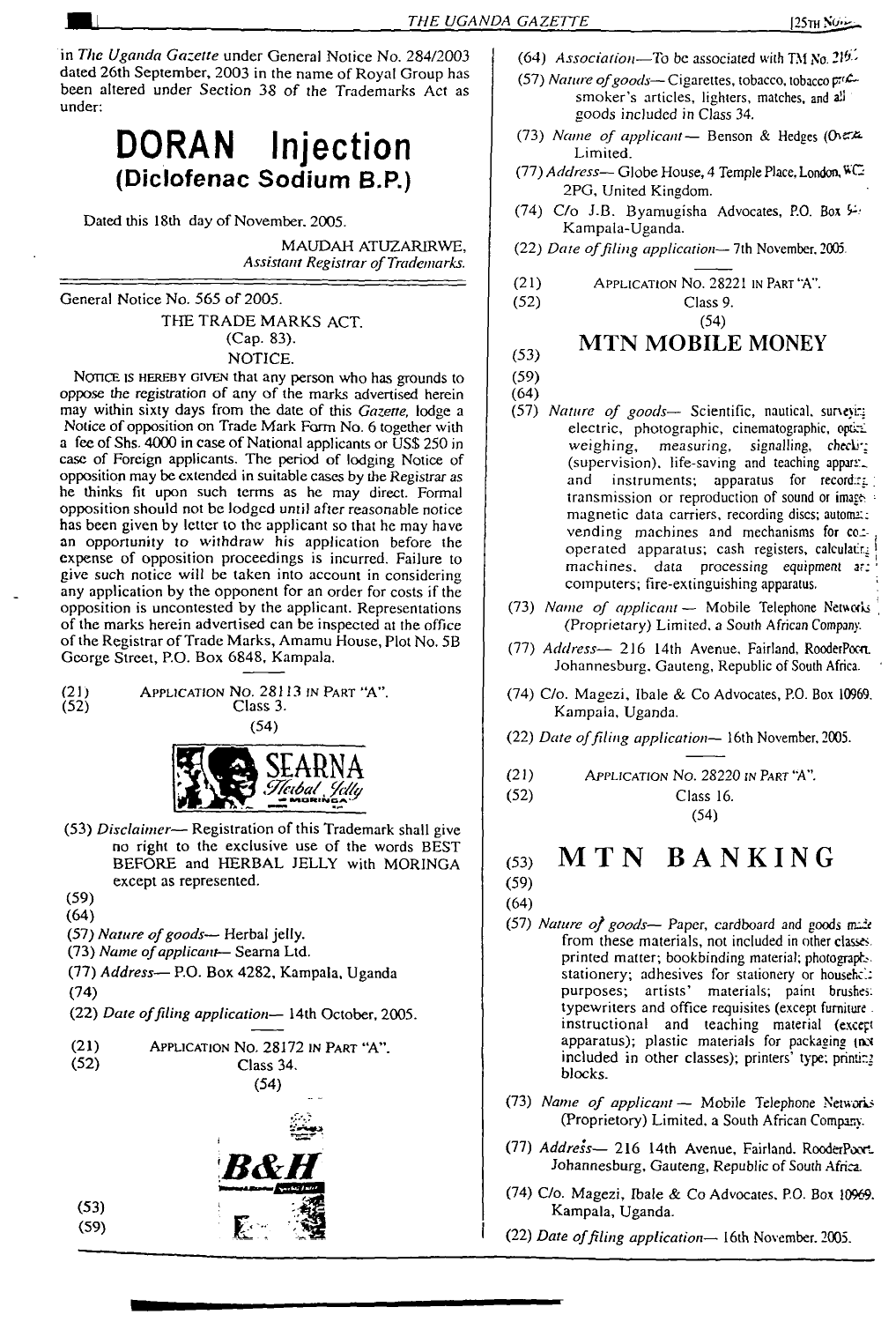in *The Uganda Gazette* under General Notice No. 284/2003 dated 26th September, 2003 in the name of Royal Group has been altered under Section 38 of the Trademarks Act as under:

# DORAN Injection
## (Diclofenac Sodium B.P.)

Dated this 18th day of November, 2005.

MAUDAH ATUZARIRWE,
*Assistant Registrar of Trademarks.*

---

General Notice No. 565 of 2005.

THE TRADE MARKS ACT.
(Cap. 83).
NOTICE.

NOTICE IS HEREBY GIVEN that any person who has grounds to oppose the registration of any of the marks advertised herein may within sixty days from the date of this *Gazette,* lodge a Notice of opposition on Trade Mark Form No. 6 together with a fee of Shs. 4000 in case of National applicants or US$ 250 in case of Foreign applicants. The period of lodging Notice of opposition may be extended in suitable cases by the Registrar as he thinks fit upon such terms as he may direct. Formal opposition should not be lodged until after reasonable notice has been given by letter to the applicant so that he may have an opportunity to withdraw his application before the expense of opposition proceedings is incurred. Failure to give such notice will be taken into account in considering any application by the opponent for an order for costs if the opposition is uncontested by the applicant. Representations of the marks herein advertised can be inspected at the office of the Registrar of Trade Marks, Amamu House, Plot No. 5B George Street, P.O. Box 6848, Kampala.

(21) APPLICATION NO. 28113 IN PART "A".
(52) Class 3.

(54)

SEARNA Herbal Jelly MORINGA

(53) *Disclaimer*— Registration of this Trademark shall give no right to the exclusive use of the words BEST BEFORE and HERBAL JELLY with MORINGA except as represented.
(59)
(64)
(57) *Nature of goods*— Herbal jelly.
(73) *Name of applicant*— Searna Ltd.
(77) *Address*— P.O. Box 4282, Kampala, Uganda
(74)
(22) *Date of filing application*— 14th October, 2005.

---

(21) APPLICATION NO. 28172 IN PART "A".
(52) Class 34.

(54)

B&H

(53)
(59)
(64) *Association*—To be associated with TM No. 21[...]
(57) *Nature of goods*— Cigarettes, tobacco, tobacco pro[ducts], smoker's articles, lighters, matches, and all goods included in Class 34.
(73) *Name of applicant*— Benson & Hedges (Over[seas]) Limited.
(77) *Address*— Globe House, 4 Temple Place, London, WC2 2PG, United Kingdom.
(74) C/o J.B. Byamugisha Advocates, P.O. Box [...] Kampala-Uganda.
(22) *Date of filing application*— 7th November, 2005.

---

(21) APPLICATION NO. 28221 IN PART "A".
(52) Class 9.

(54)

## MTN MOBILE MONEY

(53)
(59)
(64)
(57) *Nature of goods*— Scientific, nautical, surveying, electric, photographic, cinematographic, optical, weighing, measuring, signalling, checking (supervision), life-saving and teaching apparatus and instruments; apparatus for recording, transmission or reproduction of sound or images; magnetic data carriers, recording discs; automatic vending machines and mechanisms for coin-operated apparatus; cash registers, calculating machines, data processing equipment and computers; fire-extinguishing apparatus.
(73) *Name of applicant* — Mobile Telephone Networks (Proprietary) Limited, a South African Company.
(77) *Address*— 216 14th Avenue, Fairland, RooderPoort, Johannesburg, Gauteng, Republic of South Africa.
(74) C/o. Magezi, Ibale & Co Advocates, P.O. Box 10969, Kampala, Uganda.
(22) *Date of filing application*— 16th November, 2005.

---

(21) APPLICATION NO. 28220 IN PART "A".
(52) Class 16.

(54)

## MTN BANKING

(53)
(59)
(64)
(57) *Nature of goods*— Paper, cardboard and goods made from these materials, not included in other classes, printed matter; bookbinding material; photographs, stationery; adhesives for stationery or household purposes; artists' materials; paint brushes; typewriters and office requisites (except furniture); instructional and teaching material (except apparatus); plastic materials for packaging (not included in other classes); printers' type; printing blocks.
(73) *Name of applicant* — Mobile Telephone Networks (Proprietary) Limited, a South African Company.
(77) *Address*— 216 14th Avenue, Fairland, RooderPoort, Johannesburg, Gauteng, Republic of South Africa.
(74) C/o. Magezi, Ibale & Co Advocates, P.O. Box 10969, Kampala, Uganda.
(22) *Date of filing application*— 16th November, 2005.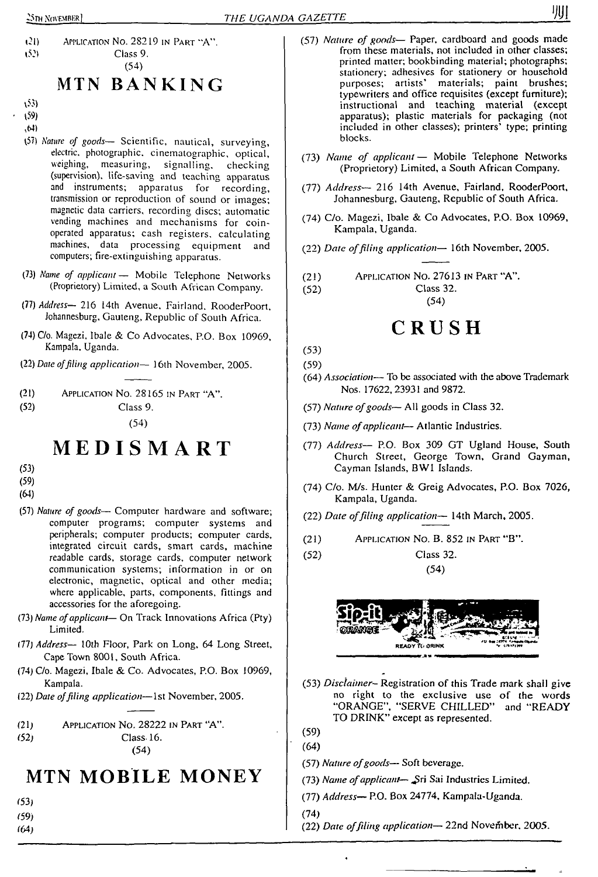(21) Application No. 28219 in Part "A".

(52) Class 9.

(54)

## MTN BANKING

(53)

(59)

(64)

(57) *Nature of goods*— Scientific, nautical, surveying, electric, photographic, cinematographic, optical, weighing, measuring, signalling, checking (supervision), life-saving and teaching apparatus and instruments; apparatus for recording, transmission or reproduction of sound or images; magnetic data carriers, recording discs; automatic vending machines and mechanisms for coin-operated apparatus; cash registers, calculating machines, data processing equipment and computers; fire-extinguishing apparatus.

(73) *Name of applicant* — Mobile Telephone Networks (Proprietory) Limited, a South African Company.

(77) *Address*— 216 14th Avenue, Fairland, RooderPoort, Johannesburg, Gauteng, Republic of South Africa.

(74) C/o. Magezi, Ibale & Co Advocates, P.O. Box 10969, Kampala, Uganda.

(22) *Date of filing application*— 16th November, 2005.

---

(21) Application No. 28165 in Part "A".

(52) Class 9.

(54)

## MEDISMART

(53)

(59)

(64)

(57) *Nature of goods*— Computer hardware and software; computer programs; computer systems and peripherals; computer products; computer cards, integrated circuit cards, smart cards, machine readable cards, storage cards, computer network communication systems; information in or on electronic, magnetic, optical and other media; where applicable, parts, components, fittings and accessories for the aforegoing.

(73) *Name of applicant*— On Track Innovations Africa (Pty) Limited.

(77) *Address*— 10th Floor, Park on Long, 64 Long Street, Cape Town 8001, South Africa.

(74) C/o. Magezi, Ibale & Co. Advocates, P.O. Box 10969, Kampala.

(22) *Date of filing application*—1st November, 2005.

---

(21) Application No. 28222 in Part "A".

(52) Class 16.

(54)

## MTN MOBILE MONEY

(53)

(59)

(64)

(57) *Nature of goods*— Paper, cardboard and goods made from these materials, not included in other classes; printed matter; bookbinding material; photographs; stationery; adhesives for stationery or household purposes; artists' materials; paint brushes; typewriters and office requisites (except furniture); instructional and teaching material (except apparatus); plastic materials for packaging (not included in other classes); printers' type; printing blocks.

(73) *Name of applicant* — Mobile Telephone Networks (Proprietory) Limited, a South African Company.

(77) *Address*— 216 14th Avenue, Fairland, RooderPoort, Johannesburg, Gauteng, Republic of South Africa.

(74) C/o. Magezi, Ibale & Co Advocates, P.O. Box 10969, Kampala, Uganda.

(22) *Date of filing application*— 16th November, 2005.

---

(21) Application No. 27613 in Part "A".

(52) Class 32.

(54)

## CRUSH

(53)

(59)

(64) *Association*— To be associated with the above Trademark Nos. 17622, 23931 and 9872.

(57) *Nature of goods*— All goods in Class 32.

(73) *Name of applicant*— Atlantic Industries.

(77) *Address*— P.O. Box 309 GT Ugland House, South Church Street, George Town, Grand Gayman, Cayman Islands, BWI Islands.

(74) C/o. M/s. Hunter & Greig Advocates, P.O. Box 7026, Kampala, Uganda.

(22) *Date of filing application*— 14th March, 2005.

---

(21) Application No. B. 852 in Part "B".

(52) Class 32.

(54)

(53) *Disclaimer*– Registration of this Trade mark shall give no right to the exclusive use of the words "ORANGE", "SERVE CHILLED" and "READY TO DRINK" except as represented.

(59)

(64)

(57) *Nature of goods*— Soft beverage.

(73) *Name of applicant*— Sri Sai Industries Limited.

(77) *Address*— P.O. Box 24774, Kampala-Uganda.

(74)

(22) *Date of filing application*— 22nd November, 2005.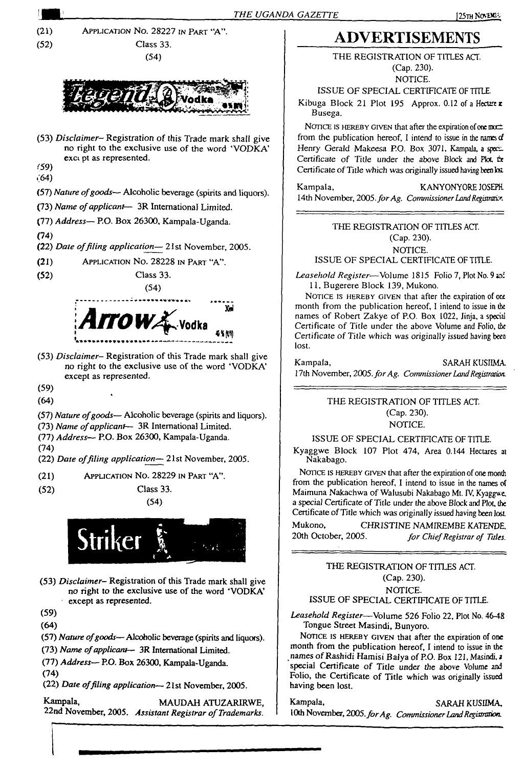(21) Application No. 28227 in Part "A".

(52) Class 33.

(54)

(53) *Disclaimer*– Registration of this Trade mark shall give no right to the exclusive use of the word 'VODKA' except as represented.

(59)

(64)

(57) *Nature of goods*— Alcoholic beverage (spirits and liquors).

(73) *Name of applicant*— 3R International Limited.

(77) *Address*— P.O. Box 26300, Kampala-Uganda.

(74)

(22) *Date of filing application*— 21st November, 2005.

(21) Application No. 28228 in Part "A".

(52) Class 33.

(54)

(53) *Disclaimer*– Registration of this Trade mark shall give no right to the exclusive use of the word 'VODKA' except as represented.

(59)

(64)

(57) *Nature of goods*— Alcoholic beverage (spirits and liquors).

(73) *Name of applicant*— 3R International Limited.

(77) *Address*— P.O. Box 26300, Kampala-Uganda.

(74)

(22) *Date of filing application*— 21st November, 2005.

(21) Application No. 28229 in Part "A".

(52) Class 33.

(54)

(53) *Disclaimer*– Registration of this Trade mark shall give no right to the exclusive use of the word 'VODKA' except as represented.

(59)

(64)

(57) *Nature of goods*— Alcoholic beverage (spirits and liquors).

(73) *Name of applicant*— 3R International Limited.

(77) *Address*— P.O. Box 26300, Kampala-Uganda.

(74)

(22) *Date of filing application*— 21st November, 2005.

Kampala, MAUDAH ATUZARIRWE,
22nd November, 2005. *Assistant Registrar of Trademarks.*

# ADVERTISEMENTS

THE REGISTRATION OF TITLES ACT.
(Cap. 230).
NOTICE.
ISSUE OF SPECIAL CERTIFICATE OF TITLE.

Kibuga Block 21 Plot 195 Approx. 0.12 of a Hectare at Busega.

Notice is hereby given that after the expiration of one month from the publication hereof, I intend to issue in the names of Henry Gerald Makeesa P.O. Box 3071, Kampala, a special Certificate of Title under the above Block and Plot, the Certificate of Title which was originally issued having been lost.

Kampala, KANYONYORE JOSEPH,
14th November, 2005. *for Ag. Commissioner Land Registration.*

---

THE REGISTRATION OF TITLES ACT.
(Cap. 230).
NOTICE.
ISSUE OF SPECIAL CERTIFICATE OF TITLE.

*Leasehold Register*—Volume 1815 Folio 7, Plot No. 9 and 11, Bugerere Block 139, Mukono.

Notice is hereby given that after the expiration of one month from the publication hereof, I intend to issue in the names of Robert Zakye of P.O. Box 1022, Jinja, a special Certificate of Title under the above Volume and Folio, the Certificate of Title which was originally issued having been lost.

Kampala, SARAH KUSIIMA.
17th November, 2005. *for Ag. Commissioner Land Registration.*

---

THE REGISTRATION OF TITLES ACT.
(Cap. 230).
NOTICE.
ISSUE OF SPECIAL CERTIFICATE OF TITLE.

Kyaggwe Block 107 Plot 474, Area 0.144 Hectares at Nakabago.

Notice is hereby given that after the expiration of one month from the publication hereof, I intend to issue in the names of Maimuna Nakachwa of Walusubi Nakabago Mt. IV, Kyaggwe, a special Certificate of Title under the above Block and Plot, the Certificate of Title which was originally issued having been lost.

Mukono, CHRISTINE NAMIREMBE KATENDE,
20th October, 2005. *for Chief Registrar of Titles.*

---

THE REGISTRATION OF TITLES ACT.
(Cap. 230).
NOTICE.
ISSUE OF SPECIAL CERTIFICATE OF TITLE.

*Leasehold Register*—Volume 526 Folio 22, Plot No. 46-48 Tongue Street Masindi, Bunyoro.

Notice is hereby given that after the expiration of one month from the publication hereof, I intend to issue in the names of Rashidi Hamisi Balya of P.O. Box 121, Masindi, a special Certificate of Title under the above Volume and Folio, the Certificate of Title which was originally issued having been lost.

Kampala, SARAH KUSIIMA,
10th November, 2005. *for Ag. Commissioner Land Registration.*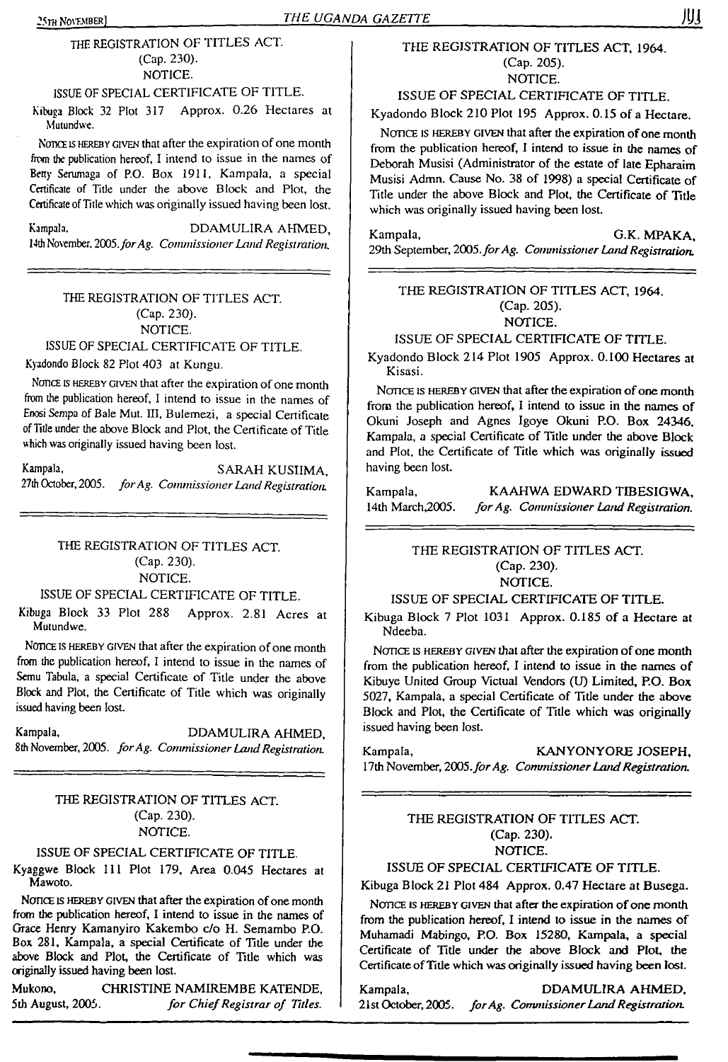THE REGISTRATION OF TITLES ACT.
(Cap. 230).
NOTICE.

ISSUE OF SPECIAL CERTIFICATE OF TITLE.

Kibuga Block 32 Plot 317 Approx. 0.26 Hectares at Mutundwe.

NOTICE IS HEREBY GIVEN that after the expiration of one month from the publication hereof, I intend to issue in the names of Betty Serumaga of P.O. Box 1911, Kampala, a special Certificate of Title under the above Block and Plot, the Certificate of Title which was originally issued having been lost.

Kampala, DDAMULIRA AHMED,
14th November, 2005. *for Ag. Commissioner Land Registration.*

---

THE REGISTRATION OF TITLES ACT.
(Cap. 230).
NOTICE.

ISSUE OF SPECIAL CERTIFICATE OF TITLE.

Kyadondo Block 82 Plot 403 at Kungu.

NOTICE IS HEREBY GIVEN that after the expiration of one month from the publication hereof, I intend to issue in the names of Enosi Sempa of Bale Mut. III, Bulemezi, a special Certificate of Title under the above Block and Plot, the Certificate of Title which was originally issued having been lost.

Kampala, SARAH KUSIIMA,
27th October, 2005. *for Ag. Commissioner Land Registration.*

---

THE REGISTRATION OF TITLES ACT.
(Cap. 230).
NOTICE.

ISSUE OF SPECIAL CERTIFICATE OF TITLE.

Kibuga Block 33 Plot 288 Approx. 2.81 Acres at Mutundwe.

NOTICE IS HEREBY GIVEN that after the expiration of one month from the publication hereof, I intend to issue in the names of Semu Tabula, a special Certificate of Title under the above Block and Plot, the Certificate of Title which was originally issued having been lost.

Kampala, DDAMULIRA AHMED,
8th November, 2005. *for Ag. Commissioner Land Registration.*

---

THE REGISTRATION OF TITLES ACT.
(Cap. 230).
NOTICE.

ISSUE OF SPECIAL CERTIFICATE OF TITLE.

Kyaggwe Block 111 Plot 179, Area 0.045 Hectares at Mawoto.

NOTICE IS HEREBY GIVEN that after the expiration of one month from the publication hereof, I intend to issue in the names of Grace Henry Kamanyiro Kakembo c/o H. Semambo P.O. Box 281, Kampala, a special Certificate of Title under the above Block and Plot, the Certificate of Title which was originally issued having been lost.

Mukono, CHRISTINE NAMIREMBE KATENDE,
5th August, 2005. *for Chief Registrar of Titles.*

---

THE REGISTRATION OF TITLES ACT, 1964.
(Cap. 205).
NOTICE.

ISSUE OF SPECIAL CERTIFICATE OF TITLE.

Kyadondo Block 210 Plot 195 Approx. 0.15 of a Hectare.

NOTICE IS HEREBY GIVEN that after the expiration of one month from the publication hereof, I intend to issue in the names of Deborah Musisi (Administrator of the estate of late Epharaim Musisi Admn. Cause No. 38 of 1998) a special Certificate of Title under the above Block and Plot, the Certificate of Title which was originally issued having been lost.

Kampala, G.K. MPAKA,
29th September, 2005. *for Ag. Commissioner Land Registration.*

---

THE REGISTRATION OF TITLES ACT, 1964.
(Cap. 205).
NOTICE.

ISSUE OF SPECIAL CERTIFICATE OF TITLE.

Kyadondo Block 214 Plot 1905 Approx. 0.100 Hectares at Kisasi.

NOTICE IS HEREBY GIVEN that after the expiration of one month from the publication hereof, I intend to issue in the names of Okuni Joseph and Agnes Igoye Okuni P.O. Box 24346, Kampala, a special Certificate of Title under the above Block and Plot, the Certificate of Title which was originally issued having been lost.

Kampala, KAAHWA EDWARD TIBESIGWA,
14th March, 2005. *for Ag. Commissioner Land Registration.*

---

THE REGISTRATION OF TITLES ACT.
(Cap. 230).
NOTICE.

ISSUE OF SPECIAL CERTIFICATE OF TITLE.

Kibuga Block 7 Plot 1031 Approx. 0.185 of a Hectare at Ndeeba.

NOTICE IS HEREBY GIVEN that after the expiration of one month from the publication hereof, I intend to issue in the names of Kibuye United Group Victual Vendors (U) Limited, P.O. Box 5027, Kampala, a special Certificate of Title under the above Block and Plot, the Certificate of Title which was originally issued having been lost.

Kampala, KANYONYORE JOSEPH,
17th November, 2005. *for Ag. Commissioner Land Registration.*

---

THE REGISTRATION OF TITLES ACT.
(Cap. 230).
NOTICE.

ISSUE OF SPECIAL CERTIFICATE OF TITLE.

Kibuga Block 21 Plot 484 Approx. 0.47 Hectare at Busega.

NOTICE IS HEREBY GIVEN that after the expiration of one month from the publication hereof, I intend to issue in the names of Muhamadi Mabingo, P.O. Box 15280, Kampala, a special Certificate of Title under the above Block and Plot, the Certificate of Title which was originally issued having been lost.

Kampala, DDAMULIRA AHMED,
21st October, 2005. *for Ag. Commissioner Land Registration.*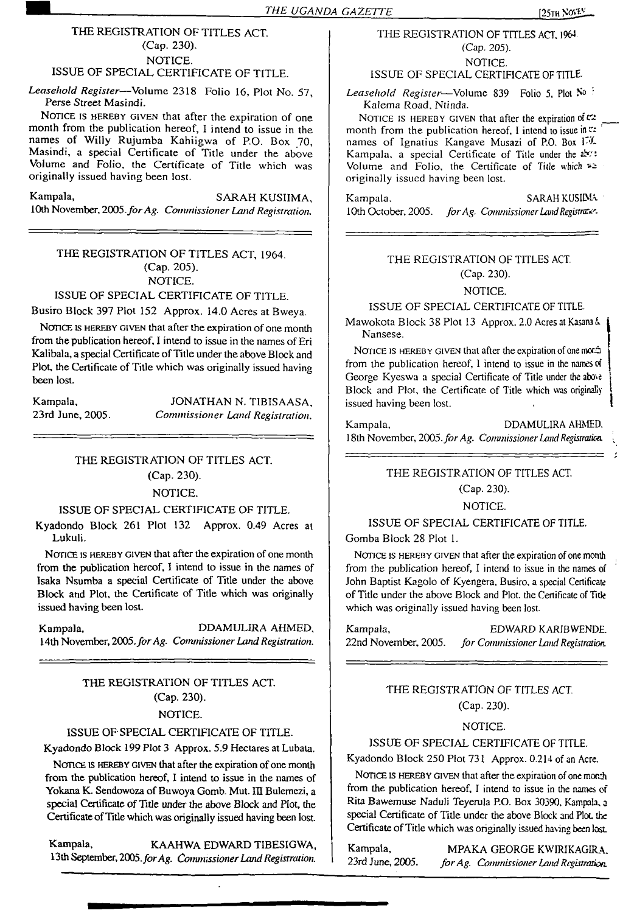THE REGISTRATION OF TITLES ACT.
(Cap. 230).
NOTICE.
ISSUE OF SPECIAL CERTIFICATE OF TITLE.

*Leasehold Register*—Volume 2318 Folio 16, Plot No. 57, Perse Street Masindi.

NOTICE IS HEREBY GIVEN that after the expiration of one month from the publication hereof, I intend to issue in the names of Willy Rujumba Kahiigwa of P.O. Box 70, Masindi, a special Certificate of Title under the above Volume and Folio, the Certificate of Title which was originally issued having been lost.

Kampala, SARAH KUSIIMA,
10th November, 2005. *for Ag. Commissioner Land Registration.*

---

THE REGISTRATION OF TITLES ACT, 1964.
(Cap. 205).
NOTICE.
ISSUE OF SPECIAL CERTIFICATE OF TITLE.

Busiro Block 397 Plot 152 Approx. 14.0 Acres at Bweya.

NOTICE IS HEREBY GIVEN that after the expiration of one month from the publication hereof, I intend to issue in the names of Eri Kalibala, a special Certificate of Title under the above Block and Plot, the Certificate of Title which was originally issued having been lost.

Kampala, JONATHAN N. TIBISAASA,
23rd June, 2005. *Commissioner Land Registration.*

---

THE REGISTRATION OF TITLES ACT.
(Cap. 230).
NOTICE.
ISSUE OF SPECIAL CERTIFICATE OF TITLE.

Kyadondo Block 261 Plot 132 Approx. 0.49 Acres at Lukuli.

NOTICE IS HEREBY GIVEN that after the expiration of one month from the publication hereof, I intend to issue in the names of Isaka Nsumba a special Certificate of Title under the above Block and Plot, the Certificate of Title which was originally issued having been lost.

Kampala, DDAMULIRA AHMED,
14th November, 2005. *for Ag. Commissioner Land Registration.*

---

THE REGISTRATION OF TITLES ACT.
(Cap. 230).
NOTICE.
ISSUE OF SPECIAL CERTIFICATE OF TITLE.

Kyadondo Block 199 Plot 3 Approx. 5.9 Hectares at Lubata.

NOTICE IS HEREBY GIVEN that after the expiration of one month from the publication hereof, I intend to issue in the names of Yokana K. Sendowoza of Buwoya Gomb. Mut. III Bulemezi, a special Certificate of Title under the above Block and Plot, the Certificate of Title which was originally issued having been lost.

Kampala, KAAHWA EDWARD TIBESIGWA,
13th September, 2005. *for Ag. Commissioner Land Registration.*

---

THE REGISTRATION OF TITLES ACT, 1964.
(Cap. 205).
NOTICE.
ISSUE OF SPECIAL CERTIFICATE OF TITLE.

*Leasehold Register*—Volume 839 Folio 5, Plot No : Kalema Road, Ntinda.

NOTICE IS HEREBY GIVEN that after the expiration of one month from the publication hereof, I intend to issue in the names of Ignatius Kangave Musazi of P.O. Box 1 , Kampala, a special Certificate of Title under the above Volume and Folio, the Certificate of Title which was originally issued having been lost.

Kampala, SARAH KUSIIMA,
10th October, 2005. *for Ag. Commissioner Land Registration.*

---

THE REGISTRATION OF TITLES ACT.
(Cap. 230).
NOTICE.
ISSUE OF SPECIAL CERTIFICATE OF TITLE.

Mawokota Block 38 Plot 13 Approx. 2.0 Acres at Kasana & Nansese.

NOTICE IS HEREBY GIVEN that after the expiration of one month from the publication hereof, I intend to issue in the names of George Kyeswa a special Certificate of Title under the above Block and Plot, the Certificate of Title which was originally issued having been lost.

Kampala, DDAMULIRA AHMED,
18th November, 2005. *for Ag. Commissioner Land Registration.*

---

THE REGISTRATION OF TITLES ACT.
(Cap. 230).
NOTICE.
ISSUE OF SPECIAL CERTIFICATE OF TITLE.

Gomba Block 28 Plot 1.

NOTICE IS HEREBY GIVEN that after the expiration of one month from the publication hereof, I intend to issue in the names of John Baptist Kagolo of Kyengera, Busiro, a special Certificate of Title under the above Block and Plot, the Certificate of Title which was originally issued having been lost.

Kampala, EDWARD KARIBWENDE,
22nd November, 2005. *for Commissioner Land Registration.*

---

THE REGISTRATION OF TITLES ACT.
(Cap. 230).
NOTICE.
ISSUE OF SPECIAL CERTIFICATE OF TITLE.

Kyadondo Block 250 Plot 731 Approx. 0.214 of an Acre.

NOTICE IS HEREBY GIVEN that after the expiration of one month from the publication hereof, I intend to issue in the names of Rita Bawemuse Naduli Teyerula P.O. Box 30390, Kampala, a special Certificate of Title under the above Block and Plot, the Certificate of Title which was originally issued having been lost.

Kampala, MPAKA GEORGE KWIRIKAGIRA,
23rd June, 2005. *for Ag. Commissioner Land Registration.*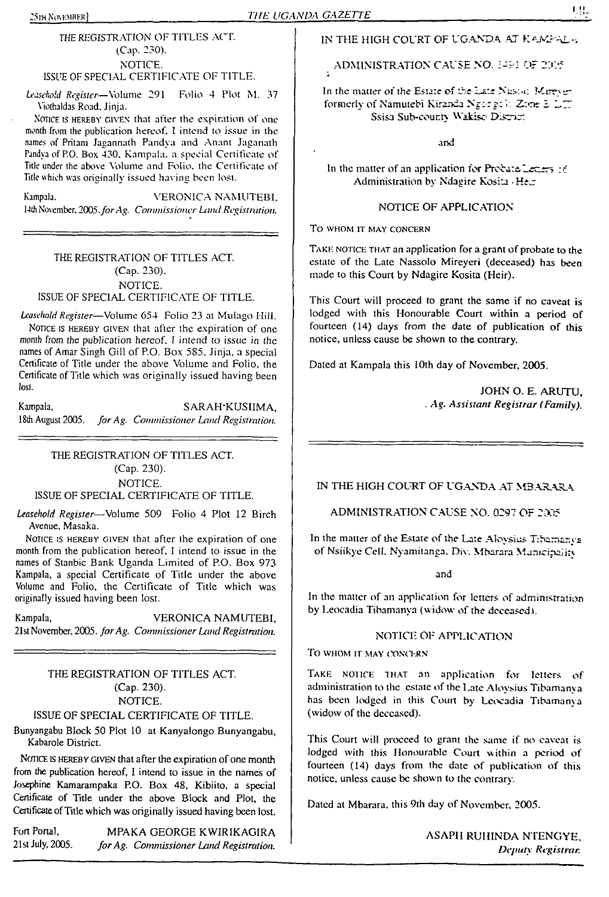THE REGISTRATION OF TITLES ACT.
(Cap. 230).
NOTICE.
ISSUE OF SPECIAL CERTIFICATE OF TITLE.

*Leasehold Register*—Volume 291 Folio 4 Plot M. 37 Viothaldas Road, Jinja.

NOTICE IS HEREBY GIVEN that after the expiration of one month from the publication hereof, I intend to issue in the names of Pritam Jagannath Pandya and Anant Jaganath Pandya of P.O. Box 430, Kampala, a special Certificate of Title under the above Volume and Folio, the Certificate of Title which was originally issued having been lost.

Kampala,
14th November, 2005.

VERONICA NAMUTEBI,
*for Ag. Commissioner Land Registration.*

---

THE REGISTRATION OF TITLES ACT.
(Cap. 230).
NOTICE.
ISSUE OF SPECIAL CERTIFICATE OF TITLE.

*Leasehold Register*—Volume 654 Folio 23 at Mulago Hill.

NOTICE IS HEREBY GIVEN that after the expiration of one month from the publication hereof, I intend to issue in the names of Amar Singh Gill of P.O. Box 585, Jinja, a special Certificate of Title under the above Volume and Folio, the Certificate of Title which was originally issued having been lost.

Kampala,
18th August 2005.

SARAH KUSHMA,
*for Ag. Commissioner Land Registration.*

---

THE REGISTRATION OF TITLES ACT.
(Cap. 230).
NOTICE.
ISSUE OF SPECIAL CERTIFICATE OF TITLE.

*Leasehold Register*—Volume 509 Folio 4 Plot 12 Birch Avenue, Masaka.

NOTICE IS HEREBY GIVEN that after the expiration of one month from the publication hereof, I intend to issue in the names of Stanbic Bank Uganda Limited of P.O. Box 973 Kampala, a special Certificate of Title under the above Volume and Folio, the Certificate of Title which was originally issued having been lost.

Kampala,
21st November, 2005.

VERONICA NAMUTEBI,
*for Ag. Commissioner Land Registration.*

---

THE REGISTRATION OF TITLES ACT.
(Cap. 230).
NOTICE.
ISSUE OF SPECIAL CERTIFICATE OF TITLE.

Bunyangabu Block 50 Plot 10 at Kanyalongo Bunyangabu, Kabarole District.

NOTICE IS HEREBY GIVEN that after the expiration of one month from the publication hereof, I intend to issue in the names of Josephine Kamarampaka P.O. Box 48, Kibiito, a special Certificate of Title under the above Block and Plot, the Certificate of Title which was originally issued having been lost.

Fort Portal,
21st July, 2005.

MPAKA GEORGE KWIRIKAGIRA
*for Ag. Commissioner Land Registration.*

---

IN THE HIGH COURT OF UGANDA AT KAMPALA

ADMINISTRATION CAUSE NO. 1491 OF 2005

In the matter of the Estate of the Late Nassolo Mireyeri formerly of Namutebi Kiranda Ngongolo Zone B LC1 Ssisa Sub-county Wakiso District

and

In the matter of an application for Probate Letters of Administration by Ndagire Kosita (Heir)

NOTICE OF APPLICATION

TO WHOM IT MAY CONCERN

TAKE NOTICE THAT an application for a grant of probate to the estate of the Late Nassolo Mireyeri (deceased) has been made to this Court by Ndagire Kosita (Heir).

This Court will proceed to grant the same if no caveat is lodged with this Honourable Court within a period of fourteen (14) days from the date of publication of this notice, unless cause be shown to the contrary.

Dated at Kampala this 10th day of November, 2005.

JOHN O. E. ARUTU,
*Ag. Assistant Registrar (Family).*

---

IN THE HIGH COURT OF UGANDA AT MBARARA

ADMINISTRATION CAUSE NO. 0297 OF 2005

In the matter of the Estate of the Late Aloysius Tibamanya of Nsiikye Cell, Nyamitanga, Div. Mbarara Municipality

and

In the matter of an application for letters of administration by Leocadia Tibamanya (widow of the deceased).

NOTICE OF APPLICATION

TO WHOM IT MAY CONCERN

TAKE NOTICE THAT an application for letters of administration to the estate of the Late Aloysius Tibamanya has been lodged in this Court by Leocadia Tibamanya (widow of the deceased).

This Court will proceed to grant the same if no caveat is lodged with this Honourable Court within a period of fourteen (14) days from the date of publication of this notice, unless cause be shown to the contrary.

Dated at Mbarara, this 9th day of November, 2005.

ASAPH RUHINDA NTENGYE,
*Deputy Registrar.*